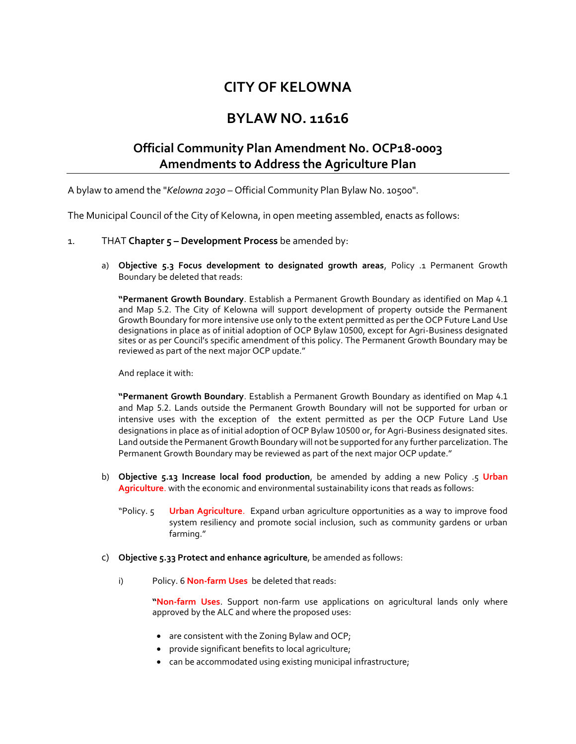# CITY OF KELOWNA

# BYLAW NO. 11616

## Official Community Plan Amendment No. OCP18-0003 Amendments to Address the Agriculture Plan

A bylaw to amend the "*Kelowna 2030* – Official Community Plan Bylaw No. 10500".

The Municipal Council of the City of Kelowna, in open meeting assembled, enacts as follows:

1. THAT **Chapter 5 – Development Process** be amended by:

   a) **Objective 5.3 Focus development to designated growth areas**, Policy .1 Permanent Growth Boundary be deleted that reads:

      "**Permanent Growth Boundary**. Establish a Permanent Growth Boundary as identified on Map 4.1 and Map 5.2. The City of Kelowna will support development of property outside the Permanent Growth Boundary for more intensive use only to the extent permitted as per the OCP Future Land Use designations in place as of initial adoption of OCP Bylaw 10500, except for Agri-Business designated sites or as per Council's specific amendment of this policy. The Permanent Growth Boundary may be reviewed as part of the next major OCP update."

      And replace it with:

      "**Permanent Growth Boundary**. Establish a Permanent Growth Boundary as identified on Map 4.1 and Map 5.2. Lands outside the Permanent Growth Boundary will not be supported for urban or intensive uses with the exception of the extent permitted as per the OCP Future Land Use designations in place as of initial adoption of OCP Bylaw 10500 or, for Agri-Business designated sites. Land outside the Permanent Growth Boundary will not be supported for any further parcelization. The Permanent Growth Boundary may be reviewed as part of the next major OCP update."

   b) **Objective 5.13 Increase local food production**, be amended by adding a new Policy .5 **Urban Agriculture**. with the economic and environmental sustainability icons that reads as follows:

      "Policy. 5 **Urban Agriculture**. Expand urban agriculture opportunities as a way to improve food system resiliency and promote social inclusion, such as community gardens or urban farming."

   c) **Objective 5.33 Protect and enhance agriculture**, be amended as follows:

      i) Policy. 6 **Non-farm Uses** be deleted that reads:

         "**Non-farm Uses**. Support non-farm use applications on agricultural lands only where approved by the ALC and where the proposed uses:

         - are consistent with the Zoning Bylaw and OCP;
         - provide significant benefits to local agriculture;
         - can be accommodated using existing municipal infrastructure;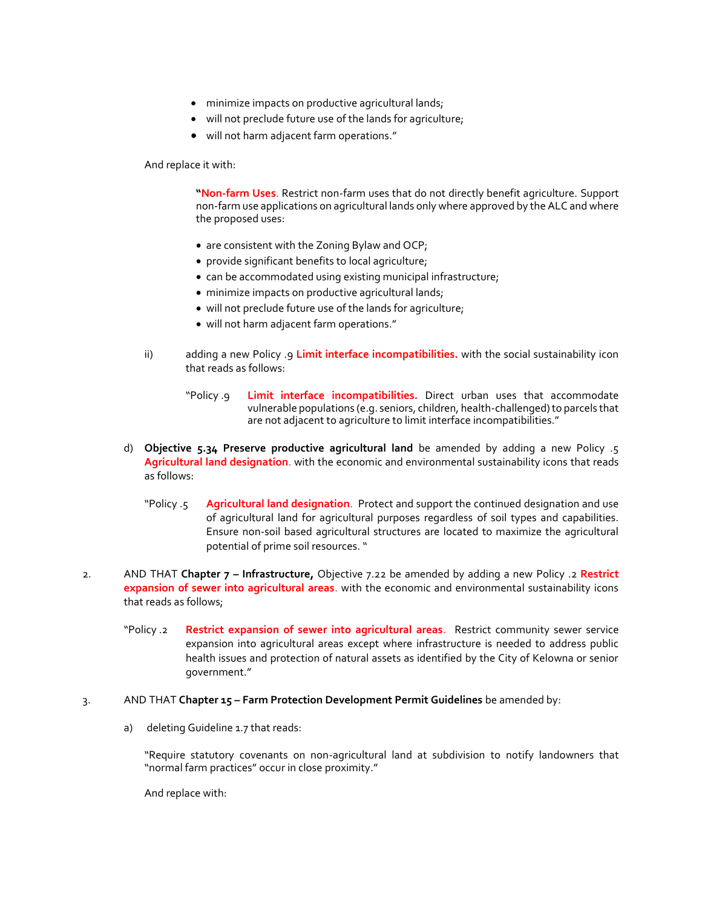- minimize impacts on productive agricultural lands;
- will not preclude future use of the lands for agriculture;
- will not harm adjacent farm operations."

And replace it with:

> "**Non-farm Uses**. Restrict non-farm uses that do not directly benefit agriculture. Support non-farm use applications on agricultural lands only where approved by the ALC and where the proposed uses:
>
> - are consistent with the Zoning Bylaw and OCP;
> - provide significant benefits to local agriculture;
> - can be accommodated using existing municipal infrastructure;
> - minimize impacts on productive agricultural lands;
> - will not preclude future use of the lands for agriculture;
> - will not harm adjacent farm operations."

ii) adding a new Policy .9 **Limit interface incompatibilities.** with the social sustainability icon that reads as follows:

> "Policy .9 **Limit interface incompatibilities.** Direct urban uses that accommodate vulnerable populations (e.g. seniors, children, health-challenged) to parcels that are not adjacent to agriculture to limit interface incompatibilities."

d) **Objective 5.34 Preserve productive agricultural land** be amended by adding a new Policy .5 **Agricultural land designation**. with the economic and environmental sustainability icons that reads as follows:

> "Policy .5 **Agricultural land designation**. Protect and support the continued designation and use of agricultural land for agricultural purposes regardless of soil types and capabilities. Ensure non-soil based agricultural structures are located to maximize the agricultural potential of prime soil resources. "

2. AND THAT **Chapter 7 – Infrastructure,** Objective 7.22 be amended by adding a new Policy .2 **Restrict expansion of sewer into agricultural areas**. with the economic and environmental sustainability icons that reads as follows;

> "Policy .2 **Restrict expansion of sewer into agricultural areas**. Restrict community sewer service expansion into agricultural areas except where infrastructure is needed to address public health issues and protection of natural assets as identified by the City of Kelowna or senior government."

3. AND THAT **Chapter 15 – Farm Protection Development Permit Guidelines** be amended by:

a) deleting Guideline 1.7 that reads:

> "Require statutory covenants on non-agricultural land at subdivision to notify landowners that "normal farm practices" occur in close proximity."

And replace with: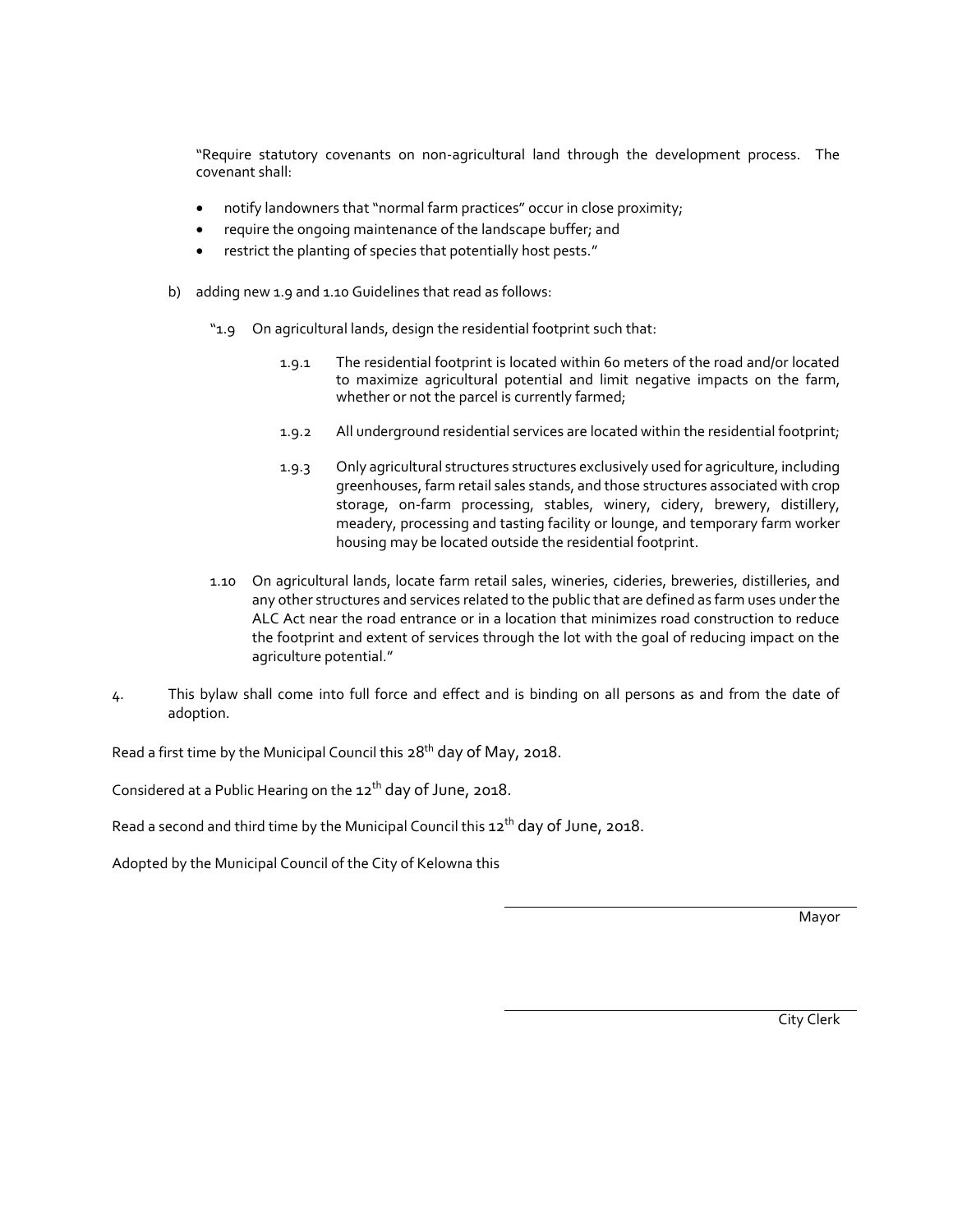"Require statutory covenants on non-agricultural land through the development process. The covenant shall:

- notify landowners that "normal farm practices" occur in close proximity;
- require the ongoing maintenance of the landscape buffer; and
- restrict the planting of species that potentially host pests."

b) adding new 1.9 and 1.10 Guidelines that read as follows:

"1.9 On agricultural lands, design the residential footprint such that:

1.9.1 The residential footprint is located within 60 meters of the road and/or located to maximize agricultural potential and limit negative impacts on the farm, whether or not the parcel is currently farmed;

1.9.2 All underground residential services are located within the residential footprint;

1.9.3 Only agricultural structures structures exclusively used for agriculture, including greenhouses, farm retail sales stands, and those structures associated with crop storage, on-farm processing, stables, winery, cidery, brewery, distillery, meadery, processing and tasting facility or lounge, and temporary farm worker housing may be located outside the residential footprint.

1.10 On agricultural lands, locate farm retail sales, wineries, cideries, breweries, distilleries, and any other structures and services related to the public that are defined as farm uses under the ALC Act near the road entrance or in a location that minimizes road construction to reduce the footprint and extent of services through the lot with the goal of reducing impact on the agriculture potential."

4. This bylaw shall come into full force and effect and is binding on all persons as and from the date of adoption.

Read a first time by the Municipal Council this 28th day of May, 2018.

Considered at a Public Hearing on the 12th day of June, 2018.

Read a second and third time by the Municipal Council this 12th day of June, 2018.

Adopted by the Municipal Council of the City of Kelowna this

Mayor

City Clerk